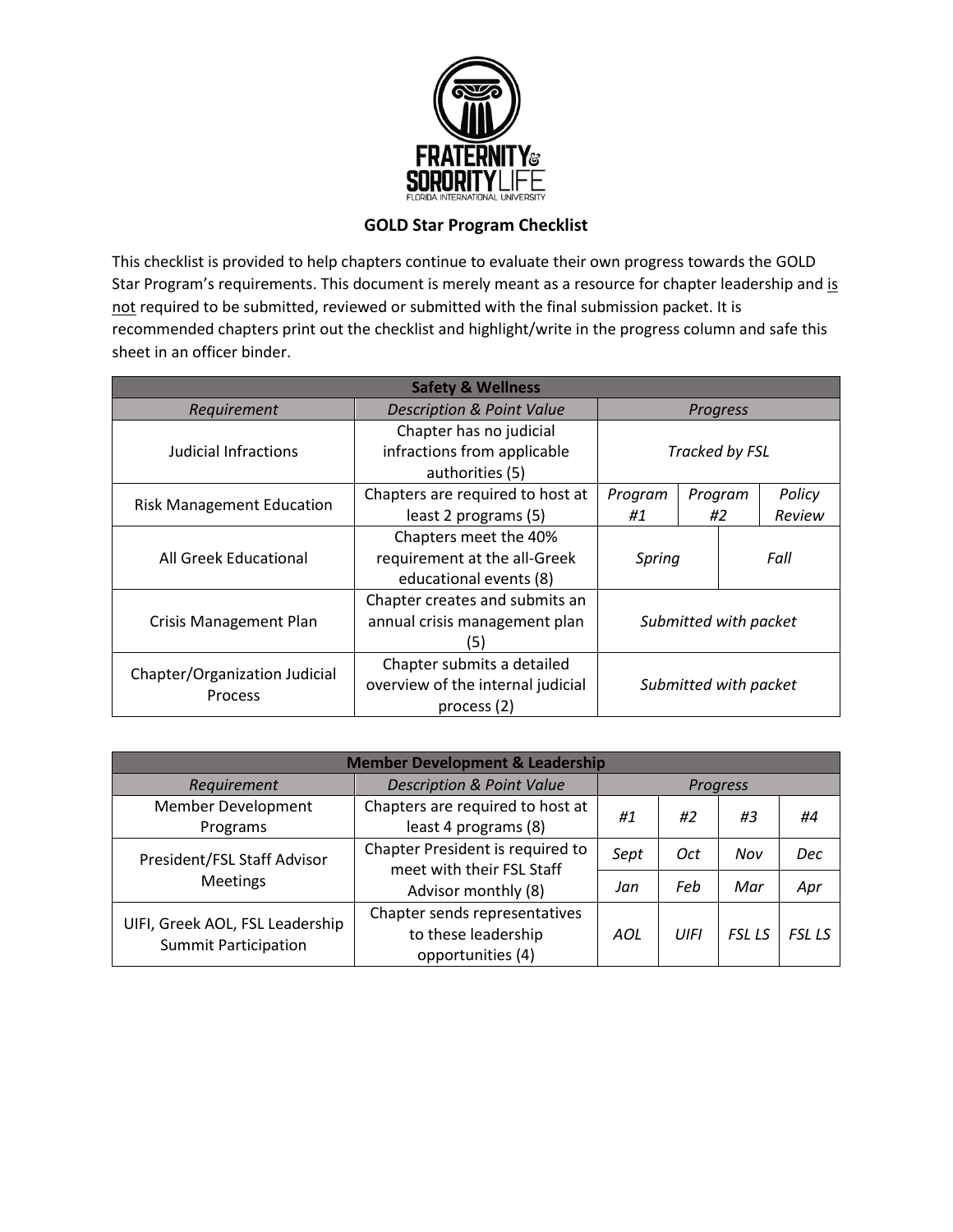## GOLD Star Program Checklist

This checklist is provided to help chapters continue to evaluate their own progress towards the GOLD Star Program's requirements. This document is merely meant as a resource for chapter leadership and <u>is not</u> required to be submitted, reviewed or submitted with the final submission packet. It is recommended chapters print out the checklist and highlight/write in the progress column and safe this sheet in an officer binder.

| Safety & Wellness | | | | |
|---|---|---|---|---|
| *Requirement* | *Description & Point Value* | *Progress* | | |
| Judicial Infractions | Chapter has no judicial infractions from applicable authorities (5) | *Tracked by FSL* | | |
| Risk Management Education | Chapters are required to host at least 2 programs (5) | *Program #1* | *Program #2* | *Policy Review* |
| All Greek Educational | Chapters meet the 40% requirement at the all-Greek educational events (8) | *Spring* | *Fall* | |
| Crisis Management Plan | Chapter creates and submits an annual crisis management plan (5) | *Submitted with packet* | | |
| Chapter/Organization Judicial Process | Chapter submits a detailed overview of the internal judicial process (2) | *Submitted with packet* | | |

| Member Development & Leadership | | | | | |
|---|---|---|---|---|---|
| *Requirement* | *Description & Point Value* | *Progress* | | | |
| Member Development Programs | Chapters are required to host at least 4 programs (8) | *#1* | *#2* | *#3* | *#4* |
| President/FSL Staff Advisor Meetings | Chapter President is required to meet with their FSL Staff Advisor monthly (8) | *Sept* | *Oct* | *Nov* | *Dec* |
| | | *Jan* | *Feb* | *Mar* | *Apr* |
| UIFI, Greek AOL, FSL Leadership Summit Participation | Chapter sends representatives to these leadership opportunities (4) | *AOL* | *UIFI* | *FSL LS* | *FSL LS* |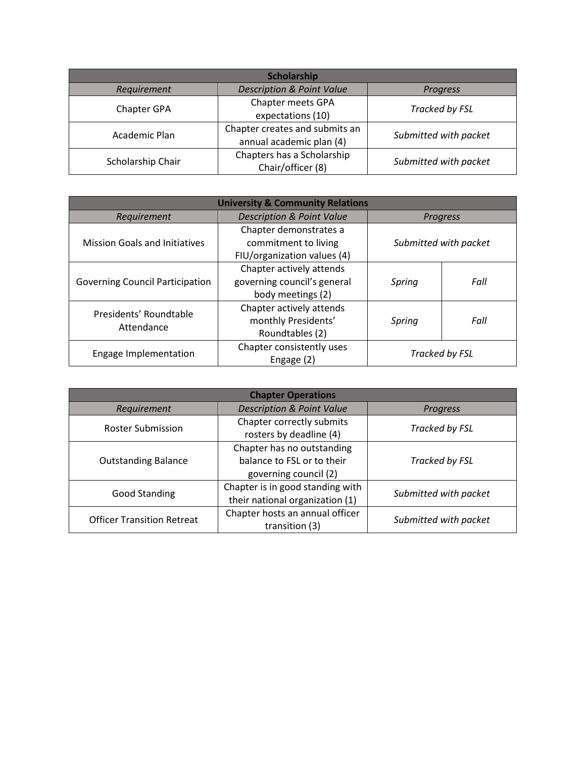| Scholarship | | | |
|---|---|---|---|
| *Requirement* | *Description & Point Value* | *Progress* | |
| Chapter GPA | Chapter meets GPA expectations (10) | *Tracked by FSL* | |
| Academic Plan | Chapter creates and submits an annual academic plan (4) | *Submitted with packet* | |
| Scholarship Chair | Chapters has a Scholarship Chair/officer (8) | *Submitted with packet* | |

| University & Community Relations | | | |
|---|---|---|---|
| *Requirement* | *Description & Point Value* | *Progress* | |
| Mission Goals and Initiatives | Chapter demonstrates a commitment to living FIU/organization values (4) | *Submitted with packet* | |
| Governing Council Participation | Chapter actively attends governing council's general body meetings (2) | *Spring* | *Fall* |
| Presidents' Roundtable Attendance | Chapter actively attends monthly Presidents' Roundtables (2) | *Spring* | *Fall* |
| Engage Implementation | Chapter consistently uses Engage (2) | *Tracked by FSL* | |

| Chapter Operations | | | |
|---|---|---|---|
| *Requirement* | *Description & Point Value* | *Progress* | |
| Roster Submission | Chapter correctly submits rosters by deadline (4) | *Tracked by FSL* | |
| Outstanding Balance | Chapter has no outstanding balance to FSL or to their governing council (2) | *Tracked by FSL* | |
| Good Standing | Chapter is in good standing with their national organization (1) | *Submitted with packet* | |
| Officer Transition Retreat | Chapter hosts an annual officer transition (3) | *Submitted with packet* | |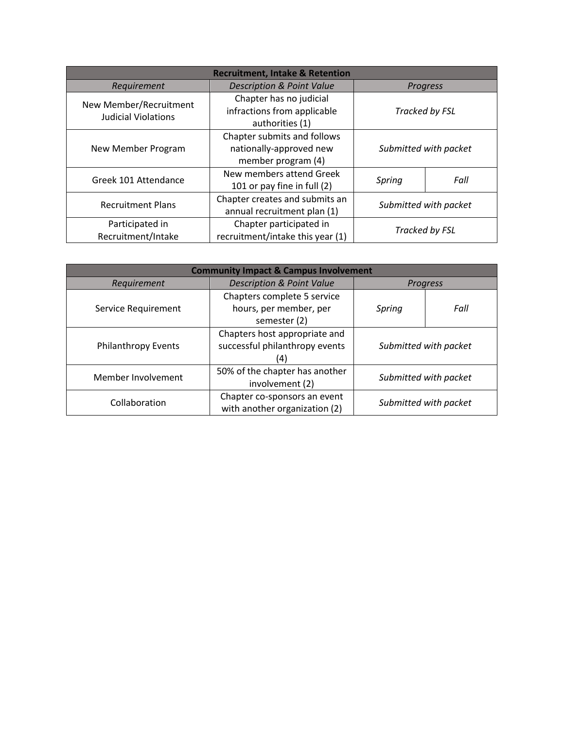| Recruitment, Intake & Retention | | | |
|---|---|---|---|
| *Requirement* | *Description & Point Value* | *Progress* | |
| New Member/Recruitment Judicial Violations | Chapter has no judicial infractions from applicable authorities (1) | *Tracked by FSL* | |
| New Member Program | Chapter submits and follows nationally-approved new member program (4) | *Submitted with packet* | |
| Greek 101 Attendance | New members attend Greek 101 or pay fine in full (2) | *Spring* | *Fall* |
| Recruitment Plans | Chapter creates and submits an annual recruitment plan (1) | *Submitted with packet* | |
| Participated in Recruitment/Intake | Chapter participated in recruitment/intake this year (1) | *Tracked by FSL* | |

| Community Impact & Campus Involvement | | | |
|---|---|---|---|
| *Requirement* | *Description & Point Value* | *Progress* | |
| Service Requirement | Chapters complete 5 service hours, per member, per semester (2) | *Spring* | *Fall* |
| Philanthropy Events | Chapters host appropriate and successful philanthropy events (4) | *Submitted with packet* | |
| Member Involvement | 50% of the chapter has another involvement (2) | *Submitted with packet* | |
| Collaboration | Chapter co-sponsors an event with another organization (2) | *Submitted with packet* | |